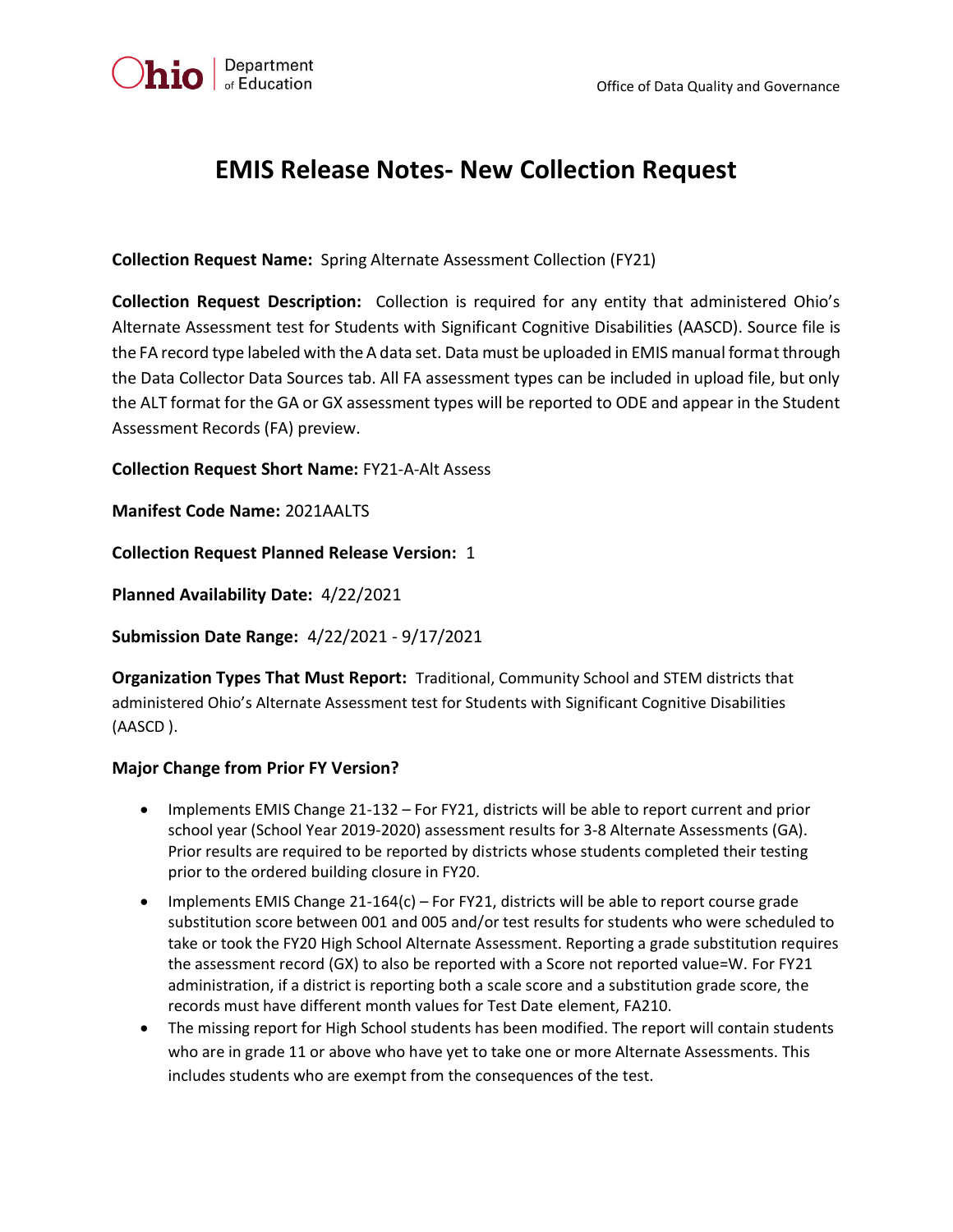# EMIS Release Notes- New Collection Request

**Collection Request Name:** Spring Alternate Assessment Collection (FY21)

**Collection Request Description:** Collection is required for any entity that administered Ohio's Alternate Assessment test for Students with Significant Cognitive Disabilities (AASCD). Source file is the FA record type labeled with the A data set. Data must be uploaded in EMIS manual format through the Data Collector Data Sources tab. All FA assessment types can be included in upload file, but only the ALT format for the GA or GX assessment types will be reported to ODE and appear in the Student Assessment Records (FA) preview.

**Collection Request Short Name:** FY21-A-Alt Assess

**Manifest Code Name:** 2021AALTS

**Collection Request Planned Release Version:** 1

**Planned Availability Date:** 4/22/2021

**Submission Date Range:** 4/22/2021 - 9/17/2021

**Organization Types That Must Report:** Traditional, Community School and STEM districts that administered Ohio's Alternate Assessment test for Students with Significant Cognitive Disabilities (AASCD ).

**Major Change from Prior FY Version?**

- Implements EMIS Change 21-132 – For FY21, districts will be able to report current and prior school year (School Year 2019-2020) assessment results for 3-8 Alternate Assessments (GA). Prior results are required to be reported by districts whose students completed their testing prior to the ordered building closure in FY20.
- Implements EMIS Change 21-164(c) – For FY21, districts will be able to report course grade substitution score between 001 and 005 and/or test results for students who were scheduled to take or took the FY20 High School Alternate Assessment. Reporting a grade substitution requires the assessment record (GX) to also be reported with a Score not reported value=W. For FY21 administration, if a district is reporting both a scale score and a substitution grade score, the records must have different month values for Test Date element, FA210.
- The missing report for High School students has been modified. The report will contain students who are in grade 11 or above who have yet to take one or more Alternate Assessments. This includes students who are exempt from the consequences of the test.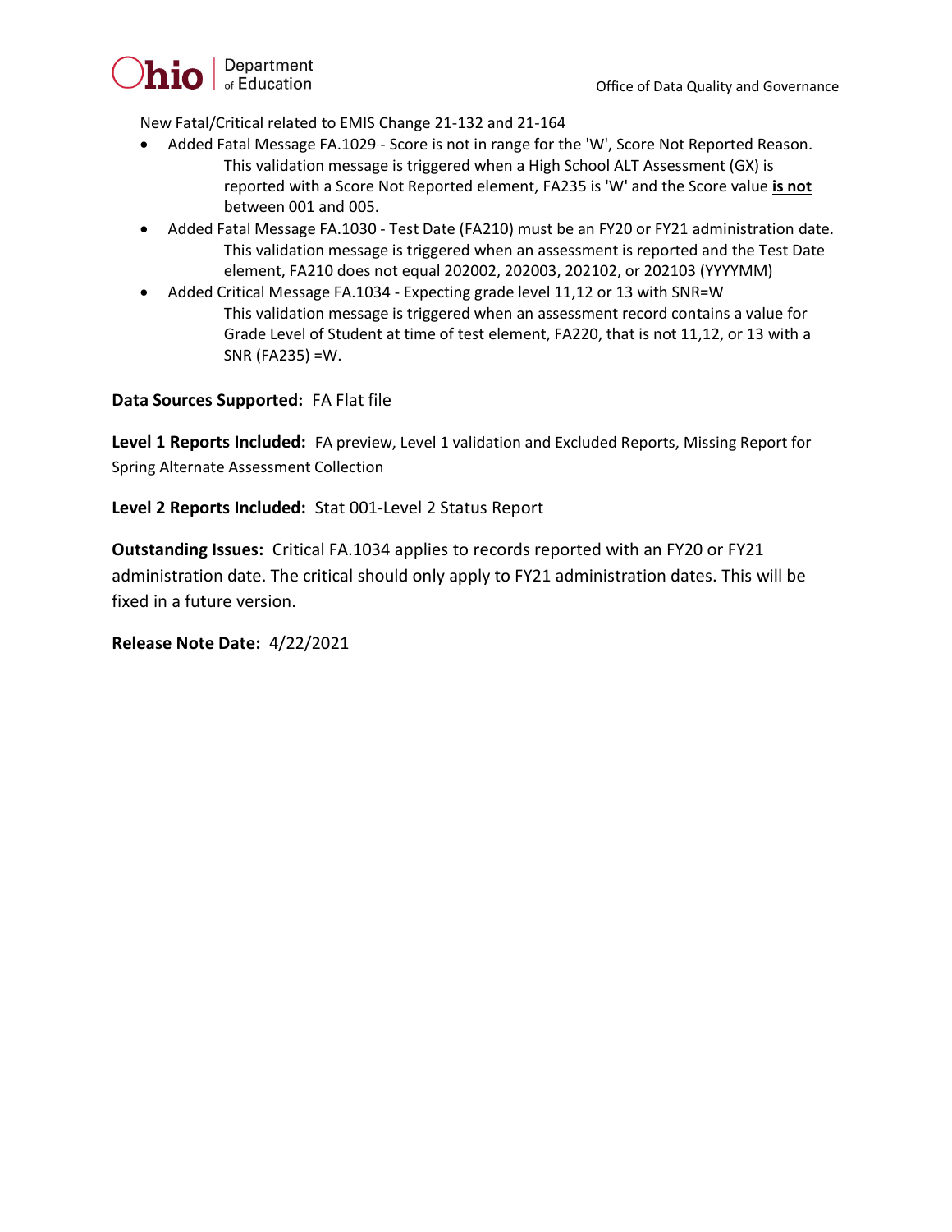New Fatal/Critical related to EMIS Change 21-132 and 21-164

- Added Fatal Message FA.1029 - Score is not in range for the 'W', Score Not Reported Reason.
  This validation message is triggered when a High School ALT Assessment (GX) is reported with a Score Not Reported element, FA235 is 'W' and the Score value **is not** between 001 and 005.
- Added Fatal Message FA.1030 - Test Date (FA210) must be an FY20 or FY21 administration date.
  This validation message is triggered when an assessment is reported and the Test Date element, FA210 does not equal 202002, 202003, 202102, or 202103 (YYYYMM)
- Added Critical Message FA.1034 - Expecting grade level 11,12 or 13 with SNR=W
  This validation message is triggered when an assessment record contains a value for Grade Level of Student at time of test element, FA220, that is not 11,12, or 13 with a SNR (FA235) =W.

**Data Sources Supported:** FA Flat file

**Level 1 Reports Included:** FA preview, Level 1 validation and Excluded Reports, Missing Report for Spring Alternate Assessment Collection

**Level 2 Reports Included:** Stat 001-Level 2 Status Report

**Outstanding Issues:** Critical FA.1034 applies to records reported with an FY20 or FY21 administration date. The critical should only apply to FY21 administration dates. This will be fixed in a future version.

**Release Note Date:** 4/22/2021